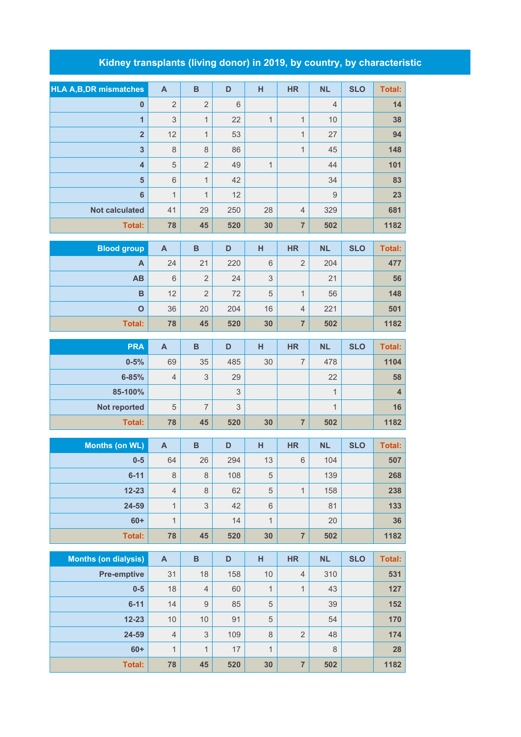# Kidney transplants (living donor) in 2019, by country, by characteristic

| HLA A,B,DR mismatches | A | B | D | H | HR | NL | SLO | Total: |
|---|---|---|---|---|---|---|---|---|
| 0 | 2 | 2 | 6 | | | 4 | | 14 |
| 1 | 3 | 1 | 22 | 1 | 1 | 10 | | 38 |
| 2 | 12 | 1 | 53 | | 1 | 27 | | 94 |
| 3 | 8 | 8 | 86 | | 1 | 45 | | 148 |
| 4 | 5 | 2 | 49 | 1 | | 44 | | 101 |
| 5 | 6 | 1 | 42 | | | 34 | | 83 |
| 6 | 1 | 1 | 12 | | | 9 | | 23 |
| Not calculated | 41 | 29 | 250 | 28 | 4 | 329 | | 681 |
| Total: | 78 | 45 | 520 | 30 | 7 | 502 | | 1182 |

| Blood group | A | B | D | H | HR | NL | SLO | Total: |
|---|---|---|---|---|---|---|---|---|
| A | 24 | 21 | 220 | 6 | 2 | 204 | | 477 |
| AB | 6 | 2 | 24 | 3 | | 21 | | 56 |
| B | 12 | 2 | 72 | 5 | 1 | 56 | | 148 |
| O | 36 | 20 | 204 | 16 | 4 | 221 | | 501 |
| Total: | 78 | 45 | 520 | 30 | 7 | 502 | | 1182 |

| PRA | A | B | D | H | HR | NL | SLO | Total: |
|---|---|---|---|---|---|---|---|---|
| 0-5% | 69 | 35 | 485 | 30 | 7 | 478 | | 1104 |
| 6-85% | 4 | 3 | 29 | | | 22 | | 58 |
| 85-100% | | | 3 | | | 1 | | 4 |
| Not reported | 5 | 7 | 3 | | | 1 | | 16 |
| Total: | 78 | 45 | 520 | 30 | 7 | 502 | | 1182 |

| Months (on WL) | A | B | D | H | HR | NL | SLO | Total: |
|---|---|---|---|---|---|---|---|---|
| 0-5 | 64 | 26 | 294 | 13 | 6 | 104 | | 507 |
| 6-11 | 8 | 8 | 108 | 5 | | 139 | | 268 |
| 12-23 | 4 | 8 | 62 | 5 | 1 | 158 | | 238 |
| 24-59 | 1 | 3 | 42 | 6 | | 81 | | 133 |
| 60+ | 1 | | 14 | 1 | | 20 | | 36 |
| Total: | 78 | 45 | 520 | 30 | 7 | 502 | | 1182 |

| Months (on dialysis) | A | B | D | H | HR | NL | SLO | Total: |
|---|---|---|---|---|---|---|---|---|
| Pre-emptive | 31 | 18 | 158 | 10 | 4 | 310 | | 531 |
| 0-5 | 18 | 4 | 60 | 1 | 1 | 43 | | 127 |
| 6-11 | 14 | 9 | 85 | 5 | | 39 | | 152 |
| 12-23 | 10 | 10 | 91 | 5 | | 54 | | 170 |
| 24-59 | 4 | 3 | 109 | 8 | 2 | 48 | | 174 |
| 60+ | 1 | 1 | 17 | 1 | | 8 | | 28 |
| Total: | 78 | 45 | 520 | 30 | 7 | 502 | | 1182 |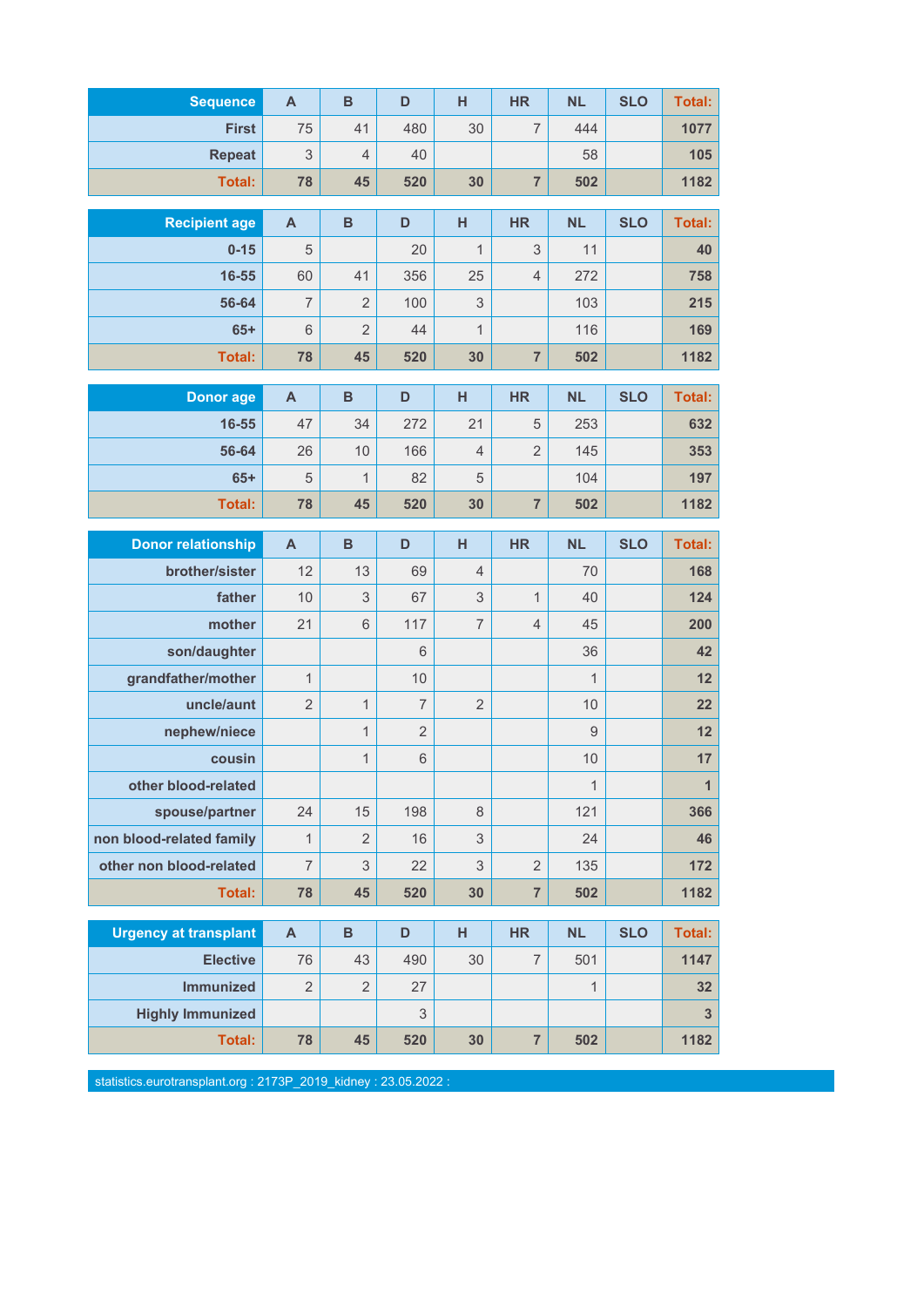| Sequence | A | B | D | H | HR | NL | SLO | Total: |
|---|---|---|---|---|---|---|---|---|
| First | 75 | 41 | 480 | 30 | 7 | 444 | | 1077 |
| Repeat | 3 | 4 | 40 | | | 58 | | 105 |
| Total: | 78 | 45 | 520 | 30 | 7 | 502 | | 1182 |

| Recipient age | A | B | D | H | HR | NL | SLO | Total: |
|---|---|---|---|---|---|---|---|---|
| 0-15 | 5 | | 20 | 1 | 3 | 11 | | 40 |
| 16-55 | 60 | 41 | 356 | 25 | 4 | 272 | | 758 |
| 56-64 | 7 | 2 | 100 | 3 | | 103 | | 215 |
| 65+ | 6 | 2 | 44 | 1 | | 116 | | 169 |
| Total: | 78 | 45 | 520 | 30 | 7 | 502 | | 1182 |

| Donor age | A | B | D | H | HR | NL | SLO | Total: |
|---|---|---|---|---|---|---|---|---|
| 16-55 | 47 | 34 | 272 | 21 | 5 | 253 | | 632 |
| 56-64 | 26 | 10 | 166 | 4 | 2 | 145 | | 353 |
| 65+ | 5 | 1 | 82 | 5 | | 104 | | 197 |
| Total: | 78 | 45 | 520 | 30 | 7 | 502 | | 1182 |

| Donor relationship | A | B | D | H | HR | NL | SLO | Total: |
|---|---|---|---|---|---|---|---|---|
| brother/sister | 12 | 13 | 69 | 4 | | 70 | | 168 |
| father | 10 | 3 | 67 | 3 | 1 | 40 | | 124 |
| mother | 21 | 6 | 117 | 7 | 4 | 45 | | 200 |
| son/daughter | | | 6 | | | 36 | | 42 |
| grandfather/mother | 1 | | 10 | | | 1 | | 12 |
| uncle/aunt | 2 | 1 | 7 | 2 | | 10 | | 22 |
| nephew/niece | | 1 | 2 | | | 9 | | 12 |
| cousin | | 1 | 6 | | | 10 | | 17 |
| other blood-related | | | | | | 1 | | 1 |
| spouse/partner | 24 | 15 | 198 | 8 | | 121 | | 366 |
| non blood-related family | 1 | 2 | 16 | 3 | | 24 | | 46 |
| other non blood-related | 7 | 3 | 22 | 3 | 2 | 135 | | 172 |
| Total: | 78 | 45 | 520 | 30 | 7 | 502 | | 1182 |

| Urgency at transplant | A | B | D | H | HR | NL | SLO | Total: |
|---|---|---|---|---|---|---|---|---|
| Elective | 76 | 43 | 490 | 30 | 7 | 501 | | 1147 |
| Immunized | 2 | 2 | 27 | | | 1 | | 32 |
| Highly Immunized | | | 3 | | | | | 3 |
| Total: | 78 | 45 | 520 | 30 | 7 | 502 | | 1182 |

statistics.eurotransplant.org : 2173P_2019_kidney : 23.05.2022 :